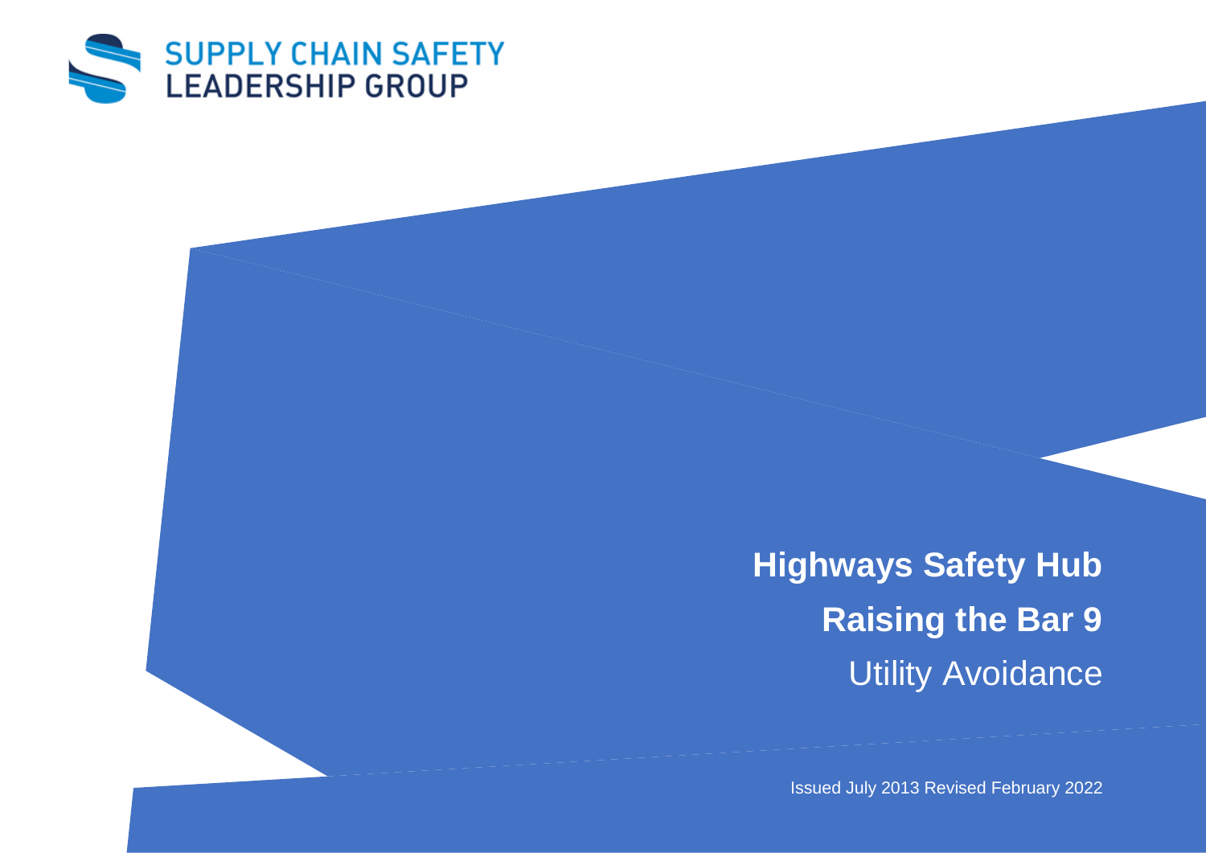SUPPLY CHAIN SAFETY LEADERSHIP GROUP

# Highways Safety Hub

## Raising the Bar 9

Utility Avoidance

Issued July 2013 Revised February 2022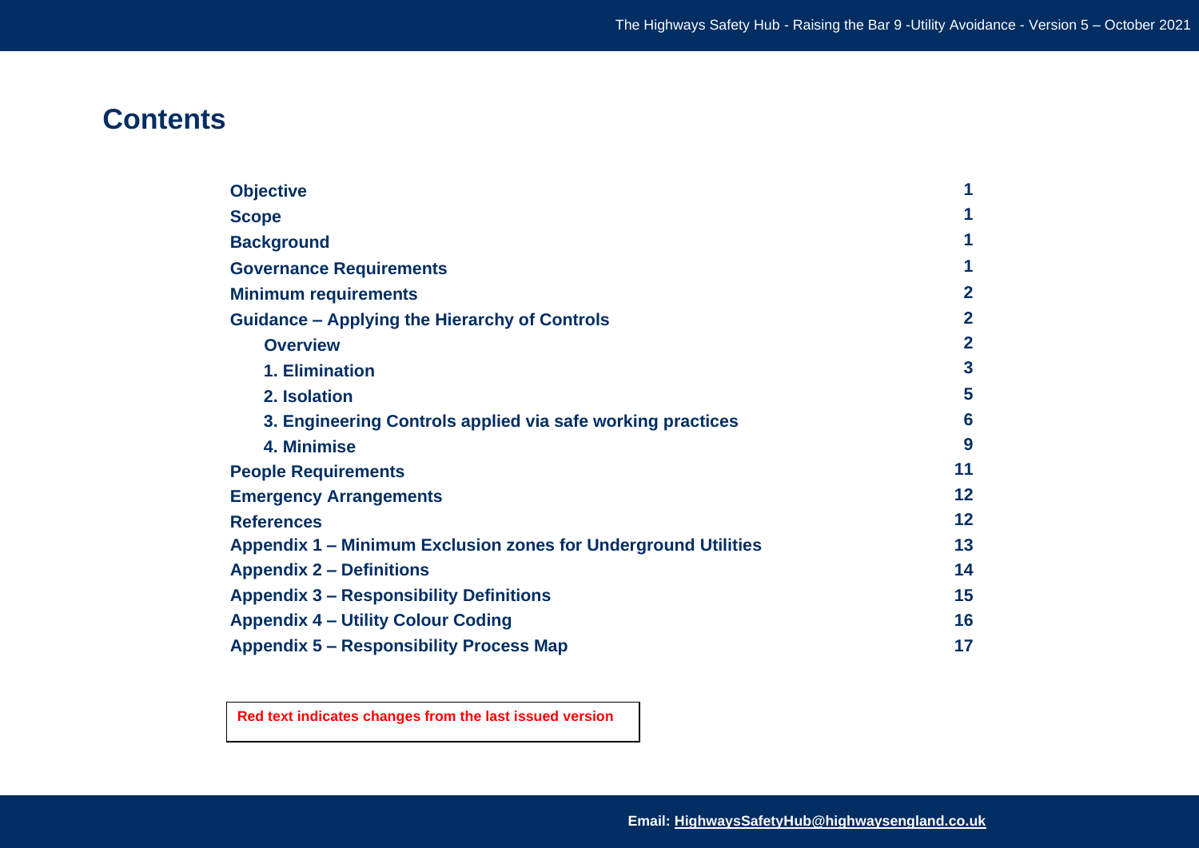# Contents

| | |
|---|---|
| **Objective** | **1** |
| **Scope** | **1** |
| **Background** | **1** |
| **Governance Requirements** | **1** |
| **Minimum requirements** | **2** |
| **Guidance – Applying the Hierarchy of Controls** | **2** |
| &nbsp;&nbsp;&nbsp;&nbsp;**Overview** | **2** |
| &nbsp;&nbsp;&nbsp;&nbsp;**1. Elimination** | **3** |
| &nbsp;&nbsp;&nbsp;&nbsp;**2. Isolation** | **5** |
| &nbsp;&nbsp;&nbsp;&nbsp;**3. Engineering Controls applied via safe working practices** | **6** |
| &nbsp;&nbsp;&nbsp;&nbsp;**4. Minimise** | **9** |
| **People Requirements** | **11** |
| **Emergency Arrangements** | **12** |
| **References** | **12** |
| **Appendix 1 – Minimum Exclusion zones for Underground Utilities** | **13** |
| **Appendix 2 – Definitions** | **14** |
| **Appendix 3 – Responsibility Definitions** | **15** |
| **Appendix 4 – Utility Colour Coding** | **16** |
| **Appendix 5 – Responsibility Process Map** | **17** |

**Red text indicates changes from the last issued version**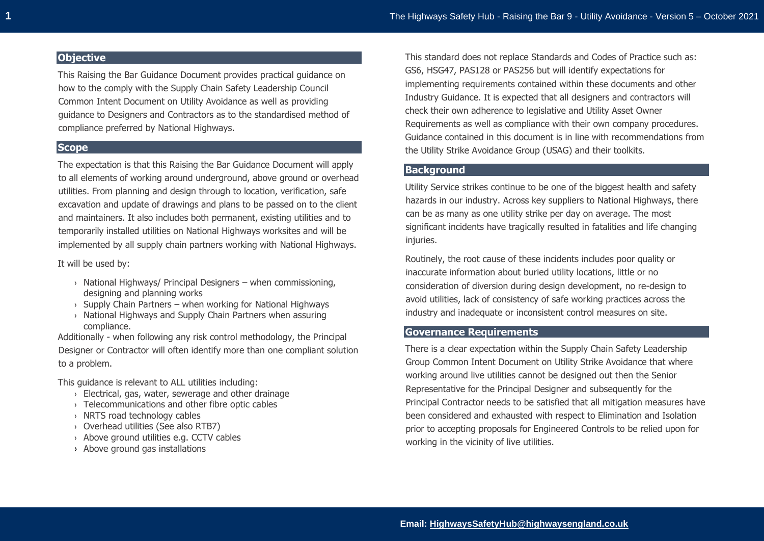## Objective

This Raising the Bar Guidance Document provides practical guidance on how to the comply with the Supply Chain Safety Leadership Council Common Intent Document on Utility Avoidance as well as providing guidance to Designers and Contractors as to the standardised method of compliance preferred by National Highways.

## Scope

The expectation is that this Raising the Bar Guidance Document will apply to all elements of working around underground, above ground or overhead utilities. From planning and design through to location, verification, safe excavation and update of drawings and plans to be passed on to the client and maintainers. It also includes both permanent, existing utilities and to temporarily installed utilities on National Highways worksites and will be implemented by all supply chain partners working with National Highways.

It will be used by:

- National Highways/ Principal Designers – when commissioning, designing and planning works
- Supply Chain Partners – when working for National Highways
- National Highways and Supply Chain Partners when assuring compliance.

Additionally - when following any risk control methodology, the Principal Designer or Contractor will often identify more than one compliant solution to a problem.

This guidance is relevant to ALL utilities including:

- Electrical, gas, water, sewerage and other drainage
- Telecommunications and other fibre optic cables
- NRTS road technology cables
- Overhead utilities (See also RTB7)
- Above ground utilities e.g. CCTV cables
- Above ground gas installations

This standard does not replace Standards and Codes of Practice such as: GS6, HSG47, PAS128 or PAS256 but will identify expectations for implementing requirements contained within these documents and other Industry Guidance. It is expected that all designers and contractors will check their own adherence to legislative and Utility Asset Owner Requirements as well as compliance with their own company procedures. Guidance contained in this document is in line with recommendations from the Utility Strike Avoidance Group (USAG) and their toolkits.

## Background

Utility Service strikes continue to be one of the biggest health and safety hazards in our industry. Across key suppliers to National Highways, there can be as many as one utility strike per day on average. The most significant incidents have tragically resulted in fatalities and life changing injuries.

Routinely, the root cause of these incidents includes poor quality or inaccurate information about buried utility locations, little or no consideration of diversion during design development, no re-design to avoid utilities, lack of consistency of safe working practices across the industry and inadequate or inconsistent control measures on site.

## Governance Requirements

There is a clear expectation within the Supply Chain Safety Leadership Group Common Intent Document on Utility Strike Avoidance that where working around live utilities cannot be designed out then the Senior Representative for the Principal Designer and subsequently for the Principal Contractor needs to be satisfied that all mitigation measures have been considered and exhausted with respect to Elimination and Isolation prior to accepting proposals for Engineered Controls to be relied upon for working in the vicinity of live utilities.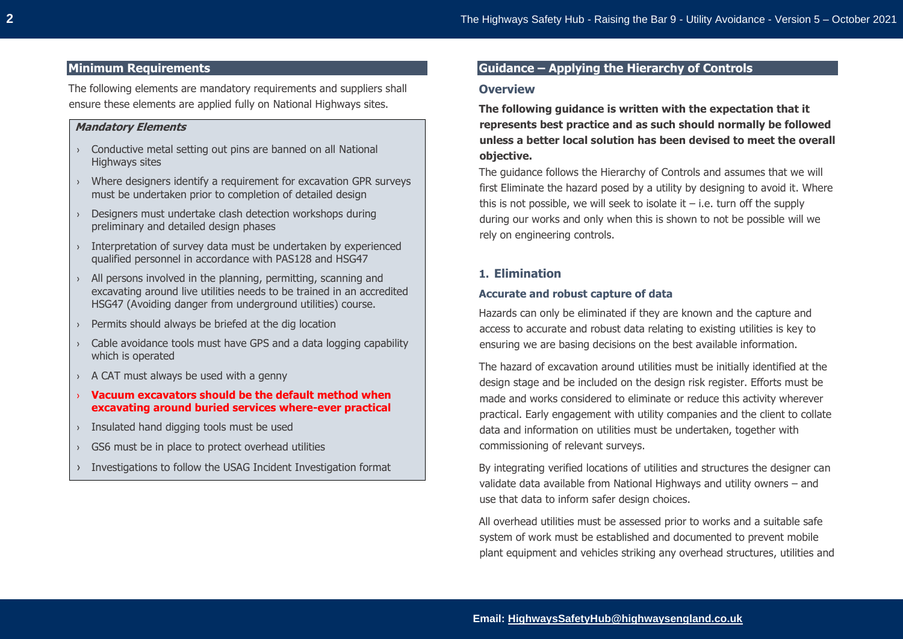## Minimum Requirements

The following elements are mandatory requirements and suppliers shall ensure these elements are applied fully on National Highways sites.

***Mandatory Elements***

- Conductive metal setting out pins are banned on all National Highways sites
- Where designers identify a requirement for excavation GPR surveys must be undertaken prior to completion of detailed design
- Designers must undertake clash detection workshops during preliminary and detailed design phases
- Interpretation of survey data must be undertaken by experienced qualified personnel in accordance with PAS128 and HSG47
- All persons involved in the planning, permitting, scanning and excavating around live utilities needs to be trained in an accredited HSG47 (Avoiding danger from underground utilities) course.
- Permits should always be briefed at the dig location
- Cable avoidance tools must have GPS and a data logging capability which is operated
- A CAT must always be used with a genny
- **Vacuum excavators should be the default method when excavating around buried services where-ever practical**
- Insulated hand digging tools must be used
- GS6 must be in place to protect overhead utilities
- Investigations to follow the USAG Incident Investigation format

## Guidance – Applying the Hierarchy of Controls

### Overview

**The following guidance is written with the expectation that it represents best practice and as such should normally be followed unless a better local solution has been devised to meet the overall objective.**

The guidance follows the Hierarchy of Controls and assumes that we will first Eliminate the hazard posed by a utility by designing to avoid it. Where this is not possible, we will seek to isolate it – i.e. turn off the supply during our works and only when this is shown to not be possible will we rely on engineering controls.

### 1. Elimination

#### Accurate and robust capture of data

Hazards can only be eliminated if they are known and the capture and access to accurate and robust data relating to existing utilities is key to ensuring we are basing decisions on the best available information.

The hazard of excavation around utilities must be initially identified at the design stage and be included on the design risk register. Efforts must be made and works considered to eliminate or reduce this activity wherever practical. Early engagement with utility companies and the client to collate data and information on utilities must be undertaken, together with commissioning of relevant surveys.

By integrating verified locations of utilities and structures the designer can validate data available from National Highways and utility owners – and use that data to inform safer design choices.

All overhead utilities must be assessed prior to works and a suitable safe system of work must be established and documented to prevent mobile plant equipment and vehicles striking any overhead structures, utilities and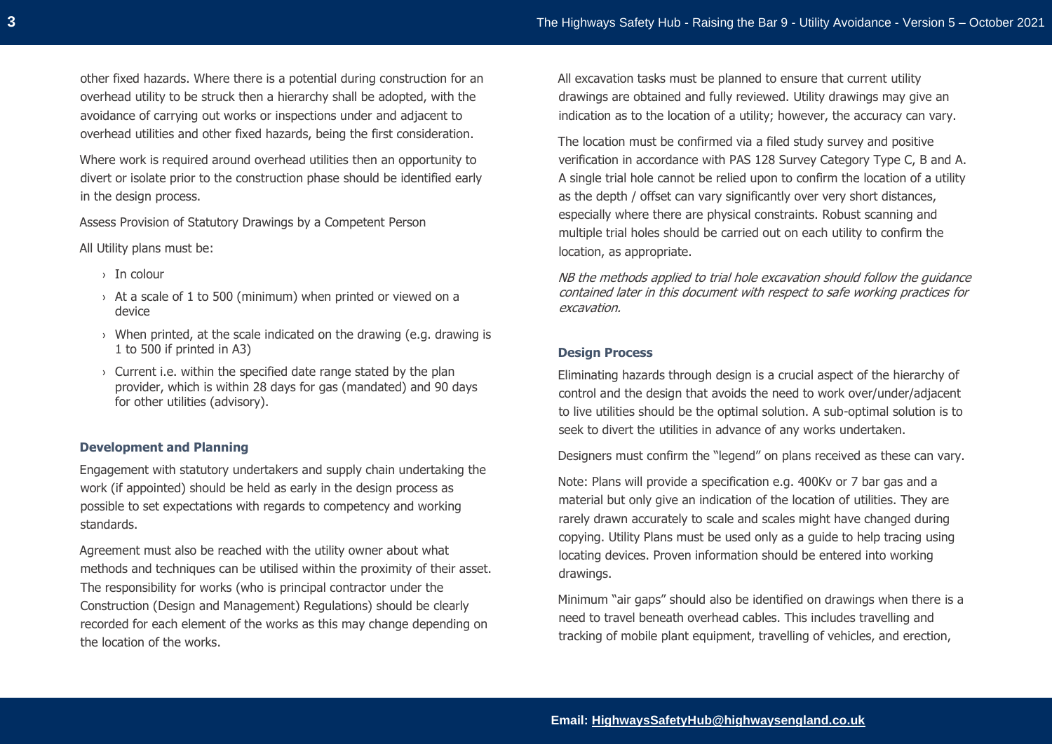other fixed hazards. Where there is a potential during construction for an overhead utility to be struck then a hierarchy shall be adopted, with the avoidance of carrying out works or inspections under and adjacent to overhead utilities and other fixed hazards, being the first consideration.

Where work is required around overhead utilities then an opportunity to divert or isolate prior to the construction phase should be identified early in the design process.

Assess Provision of Statutory Drawings by a Competent Person

All Utility plans must be:

- In colour
- At a scale of 1 to 500 (minimum) when printed or viewed on a device
- When printed, at the scale indicated on the drawing (e.g. drawing is 1 to 500 if printed in A3)
- Current i.e. within the specified date range stated by the plan provider, which is within 28 days for gas (mandated) and 90 days for other utilities (advisory).

### Development and Planning

Engagement with statutory undertakers and supply chain undertaking the work (if appointed) should be held as early in the design process as possible to set expectations with regards to competency and working standards.

Agreement must also be reached with the utility owner about what methods and techniques can be utilised within the proximity of their asset. The responsibility for works (who is principal contractor under the Construction (Design and Management) Regulations) should be clearly recorded for each element of the works as this may change depending on the location of the works.

All excavation tasks must be planned to ensure that current utility drawings are obtained and fully reviewed. Utility drawings may give an indication as to the location of a utility; however, the accuracy can vary.

The location must be confirmed via a filed study survey and positive verification in accordance with PAS 128 Survey Category Type C, B and A. A single trial hole cannot be relied upon to confirm the location of a utility as the depth / offset can vary significantly over very short distances, especially where there are physical constraints. Robust scanning and multiple trial holes should be carried out on each utility to confirm the location, as appropriate.

*NB the methods applied to trial hole excavation should follow the guidance contained later in this document with respect to safe working practices for excavation.*

### Design Process

Eliminating hazards through design is a crucial aspect of the hierarchy of control and the design that avoids the need to work over/under/adjacent to live utilities should be the optimal solution. A sub-optimal solution is to seek to divert the utilities in advance of any works undertaken.

Designers must confirm the "legend" on plans received as these can vary.

Note: Plans will provide a specification e.g. 400Kv or 7 bar gas and a material but only give an indication of the location of utilities. They are rarely drawn accurately to scale and scales might have changed during copying. Utility Plans must be used only as a guide to help tracing using locating devices. Proven information should be entered into working drawings.

Minimum "air gaps" should also be identified on drawings when there is a need to travel beneath overhead cables. This includes travelling and tracking of mobile plant equipment, travelling of vehicles, and erection,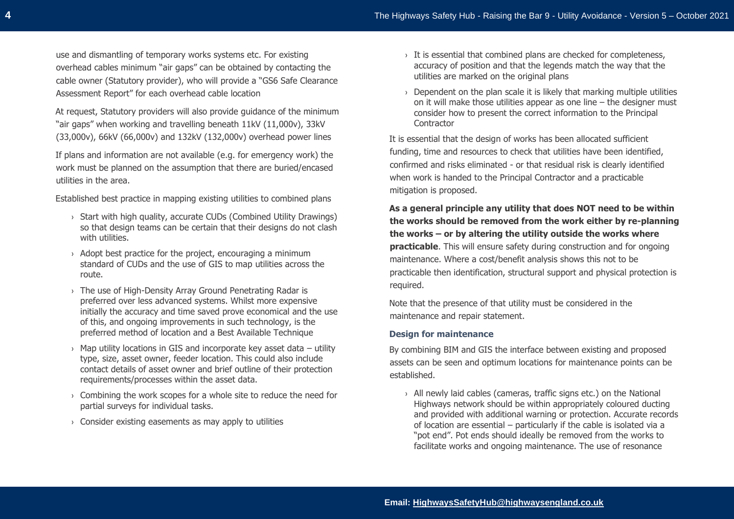use and dismantling of temporary works systems etc. For existing overhead cables minimum "air gaps" can be obtained by contacting the cable owner (Statutory provider), who will provide a "GS6 Safe Clearance Assessment Report" for each overhead cable location

At request, Statutory providers will also provide guidance of the minimum "air gaps" when working and travelling beneath 11kV (11,000v), 33kV (33,000v), 66kV (66,000v) and 132kV (132,000v) overhead power lines

If plans and information are not available (e.g. for emergency work) the work must be planned on the assumption that there are buried/encased utilities in the area.

Established best practice in mapping existing utilities to combined plans

- Start with high quality, accurate CUDs (Combined Utility Drawings) so that design teams can be certain that their designs do not clash with utilities.
- Adopt best practice for the project, encouraging a minimum standard of CUDs and the use of GIS to map utilities across the route.
- The use of High-Density Array Ground Penetrating Radar is preferred over less advanced systems. Whilst more expensive initially the accuracy and time saved prove economical and the use of this, and ongoing improvements in such technology, is the preferred method of location and a Best Available Technique
- Map utility locations in GIS and incorporate key asset data – utility type, size, asset owner, feeder location. This could also include contact details of asset owner and brief outline of their protection requirements/processes within the asset data.
- Combining the work scopes for a whole site to reduce the need for partial surveys for individual tasks.
- Consider existing easements as may apply to utilities
- It is essential that combined plans are checked for completeness, accuracy of position and that the legends match the way that the utilities are marked on the original plans
- Dependent on the plan scale it is likely that marking multiple utilities on it will make those utilities appear as one line – the designer must consider how to present the correct information to the Principal Contractor

It is essential that the design of works has been allocated sufficient funding, time and resources to check that utilities have been identified, confirmed and risks eliminated - or that residual risk is clearly identified when work is handed to the Principal Contractor and a practicable mitigation is proposed.

**As a general principle any utility that does NOT need to be within the works should be removed from the work either by re-planning the works – or by altering the utility outside the works where practicable**. This will ensure safety during construction and for ongoing maintenance. Where a cost/benefit analysis shows this not to be practicable then identification, structural support and physical protection is required.

Note that the presence of that utility must be considered in the maintenance and repair statement.

### Design for maintenance

By combining BIM and GIS the interface between existing and proposed assets can be seen and optimum locations for maintenance points can be established.

- All newly laid cables (cameras, traffic signs etc.) on the National Highways network should be within appropriately coloured ducting and provided with additional warning or protection. Accurate records of location are essential – particularly if the cable is isolated via a "pot end". Pot ends should ideally be removed from the works to facilitate works and ongoing maintenance. The use of resonance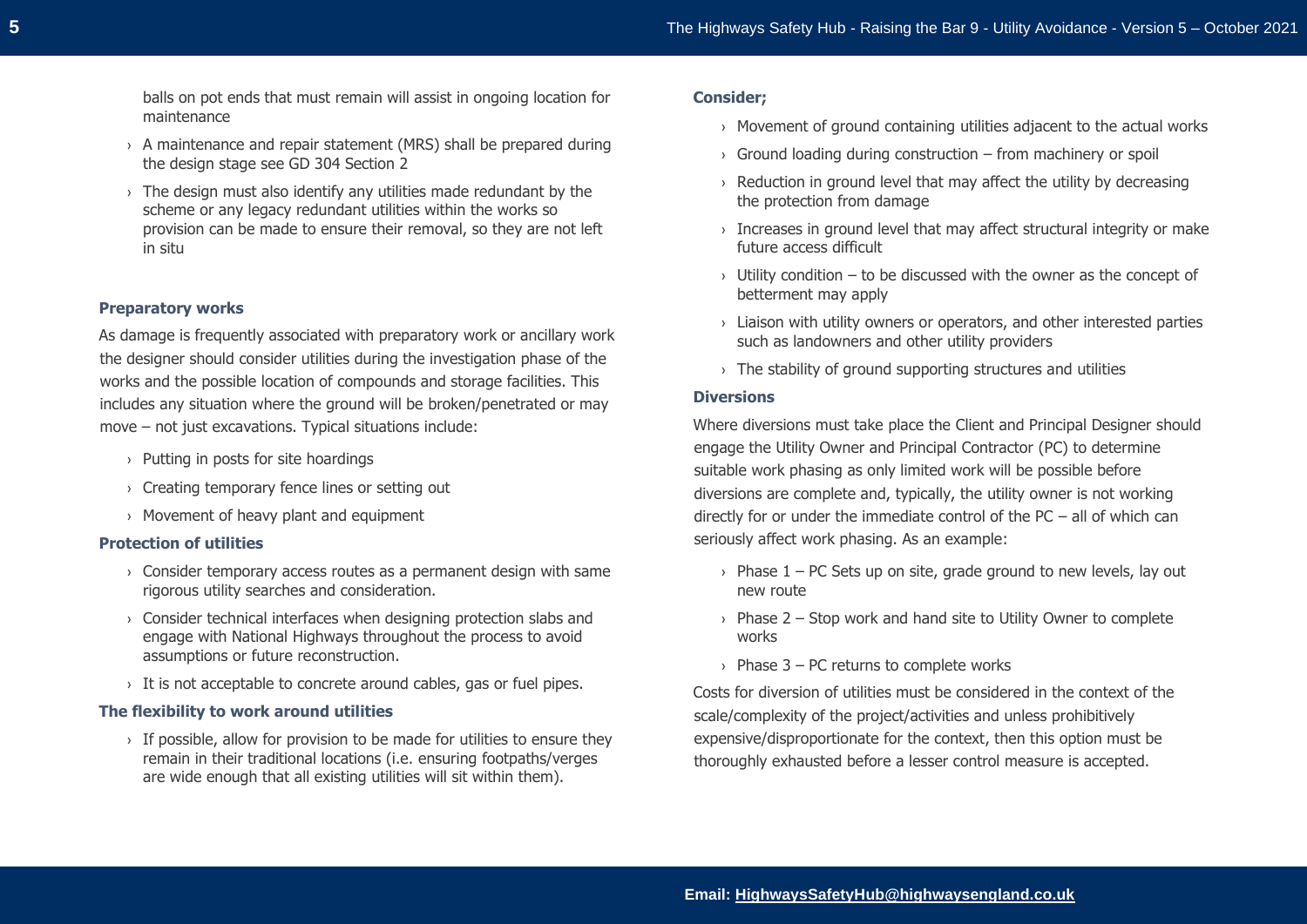balls on pot ends that must remain will assist in ongoing location for maintenance

- A maintenance and repair statement (MRS) shall be prepared during the design stage see GD 304 Section 2
- The design must also identify any utilities made redundant by the scheme or any legacy redundant utilities within the works so provision can be made to ensure their removal, so they are not left in situ

### Preparatory works

As damage is frequently associated with preparatory work or ancillary work the designer should consider utilities during the investigation phase of the works and the possible location of compounds and storage facilities. This includes any situation where the ground will be broken/penetrated or may move – not just excavations. Typical situations include:

- Putting in posts for site hoardings
- Creating temporary fence lines or setting out
- Movement of heavy plant and equipment

### Protection of utilities

- Consider temporary access routes as a permanent design with same rigorous utility searches and consideration.
- Consider technical interfaces when designing protection slabs and engage with National Highways throughout the process to avoid assumptions or future reconstruction.
- It is not acceptable to concrete around cables, gas or fuel pipes.

### The flexibility to work around utilities

- If possible, allow for provision to be made for utilities to ensure they remain in their traditional locations (i.e. ensuring footpaths/verges are wide enough that all existing utilities will sit within them).

### Consider;

- Movement of ground containing utilities adjacent to the actual works
- Ground loading during construction – from machinery or spoil
- Reduction in ground level that may affect the utility by decreasing the protection from damage
- Increases in ground level that may affect structural integrity or make future access difficult
- Utility condition – to be discussed with the owner as the concept of betterment may apply
- Liaison with utility owners or operators, and other interested parties such as landowners and other utility providers
- The stability of ground supporting structures and utilities

### Diversions

Where diversions must take place the Client and Principal Designer should engage the Utility Owner and Principal Contractor (PC) to determine suitable work phasing as only limited work will be possible before diversions are complete and, typically, the utility owner is not working directly for or under the immediate control of the PC – all of which can seriously affect work phasing. As an example:

- Phase 1 – PC Sets up on site, grade ground to new levels, lay out new route
- Phase 2 – Stop work and hand site to Utility Owner to complete works
- Phase 3 – PC returns to complete works

Costs for diversion of utilities must be considered in the context of the scale/complexity of the project/activities and unless prohibitively expensive/disproportionate for the context, then this option must be thoroughly exhausted before a lesser control measure is accepted.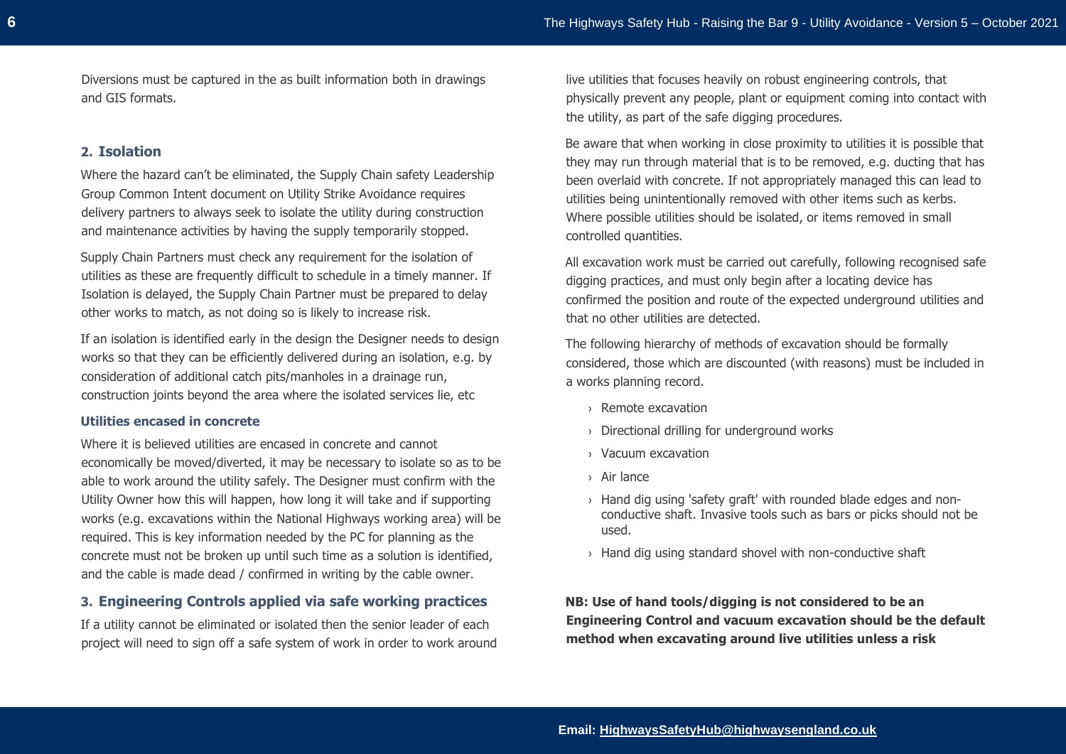Diversions must be captured in the as built information both in drawings and GIS formats.

## 2. Isolation

Where the hazard can't be eliminated, the Supply Chain safety Leadership Group Common Intent document on Utility Strike Avoidance requires delivery partners to always seek to isolate the utility during construction and maintenance activities by having the supply temporarily stopped.

Supply Chain Partners must check any requirement for the isolation of utilities as these are frequently difficult to schedule in a timely manner. If Isolation is delayed, the Supply Chain Partner must be prepared to delay other works to match, as not doing so is likely to increase risk.

If an isolation is identified early in the design the Designer needs to design works so that they can be efficiently delivered during an isolation, e.g. by consideration of additional catch pits/manholes in a drainage run, construction joints beyond the area where the isolated services lie, etc

### Utilities encased in concrete

Where it is believed utilities are encased in concrete and cannot economically be moved/diverted, it may be necessary to isolate so as to be able to work around the utility safely. The Designer must confirm with the Utility Owner how this will happen, how long it will take and if supporting works (e.g. excavations within the National Highways working area) will be required. This is key information needed by the PC for planning as the concrete must not be broken up until such time as a solution is identified, and the cable is made dead / confirmed in writing by the cable owner.

## 3. Engineering Controls applied via safe working practices

If a utility cannot be eliminated or isolated then the senior leader of each project will need to sign off a safe system of work in order to work around live utilities that focuses heavily on robust engineering controls, that physically prevent any people, plant or equipment coming into contact with the utility, as part of the safe digging procedures.

Be aware that when working in close proximity to utilities it is possible that they may run through material that is to be removed, e.g. ducting that has been overlaid with concrete. If not appropriately managed this can lead to utilities being unintentionally removed with other items such as kerbs. Where possible utilities should be isolated, or items removed in small controlled quantities.

All excavation work must be carried out carefully, following recognised safe digging practices, and must only begin after a locating device has confirmed the position and route of the expected underground utilities and that no other utilities are detected.

The following hierarchy of methods of excavation should be formally considered, those which are discounted (with reasons) must be included in a works planning record.

- Remote excavation
- Directional drilling for underground works
- Vacuum excavation
- Air lance
- Hand dig using 'safety graft' with rounded blade edges and non-conductive shaft. Invasive tools such as bars or picks should not be used.
- Hand dig using standard shovel with non-conductive shaft

**NB: Use of hand tools/digging is not considered to be an Engineering Control and vacuum excavation should be the default method when excavating around live utilities unless a risk**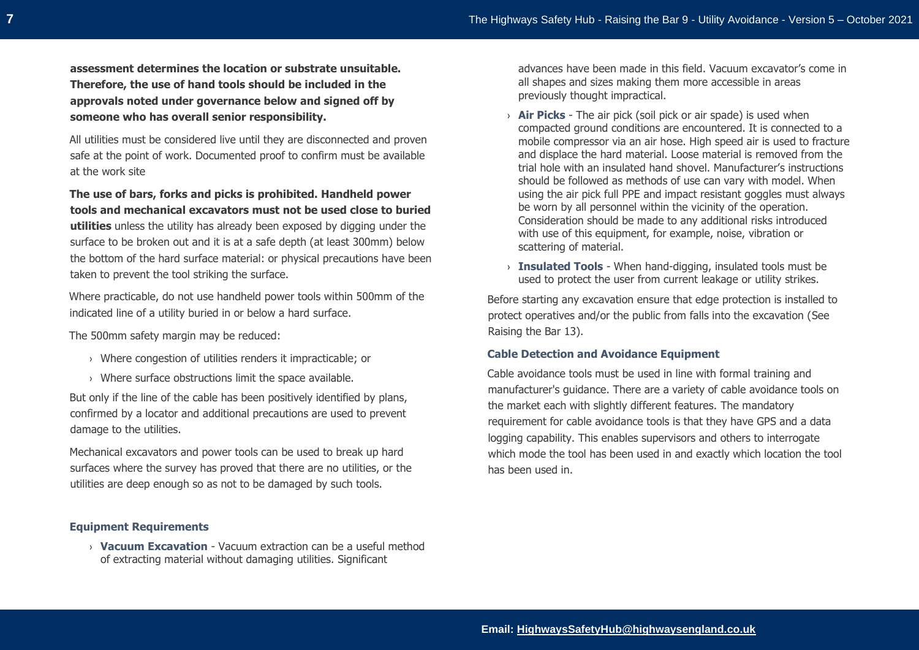**assessment determines the location or substrate unsuitable. Therefore, the use of hand tools should be included in the approvals noted under governance below and signed off by someone who has overall senior responsibility.**

All utilities must be considered live until they are disconnected and proven safe at the point of work. Documented proof to confirm must be available at the work site

**The use of bars, forks and picks is prohibited. Handheld power tools and mechanical excavators must not be used close to buried utilities** unless the utility has already been exposed by digging under the surface to be broken out and it is at a safe depth (at least 300mm) below the bottom of the hard surface material: or physical precautions have been taken to prevent the tool striking the surface.

Where practicable, do not use handheld power tools within 500mm of the indicated line of a utility buried in or below a hard surface.

The 500mm safety margin may be reduced:

- Where congestion of utilities renders it impracticable; or
- Where surface obstructions limit the space available.

But only if the line of the cable has been positively identified by plans, confirmed by a locator and additional precautions are used to prevent damage to the utilities.

Mechanical excavators and power tools can be used to break up hard surfaces where the survey has proved that there are no utilities, or the utilities are deep enough so as not to be damaged by such tools.

### Equipment Requirements

- **Vacuum Excavation** - Vacuum extraction can be a useful method of extracting material without damaging utilities. Significant advances have been made in this field. Vacuum excavator's come in all shapes and sizes making them more accessible in areas previously thought impractical.
- **Air Picks** - The air pick (soil pick or air spade) is used when compacted ground conditions are encountered. It is connected to a mobile compressor via an air hose. High speed air is used to fracture and displace the hard material. Loose material is removed from the trial hole with an insulated hand shovel. Manufacturer's instructions should be followed as methods of use can vary with model. When using the air pick full PPE and impact resistant goggles must always be worn by all personnel within the vicinity of the operation. Consideration should be made to any additional risks introduced with use of this equipment, for example, noise, vibration or scattering of material.
- **Insulated Tools** - When hand-digging, insulated tools must be used to protect the user from current leakage or utility strikes.

Before starting any excavation ensure that edge protection is installed to protect operatives and/or the public from falls into the excavation (See Raising the Bar 13).

### Cable Detection and Avoidance Equipment

Cable avoidance tools must be used in line with formal training and manufacturer's guidance. There are a variety of cable avoidance tools on the market each with slightly different features. The mandatory requirement for cable avoidance tools is that they have GPS and a data logging capability. This enables supervisors and others to interrogate which mode the tool has been used in and exactly which location the tool has been used in.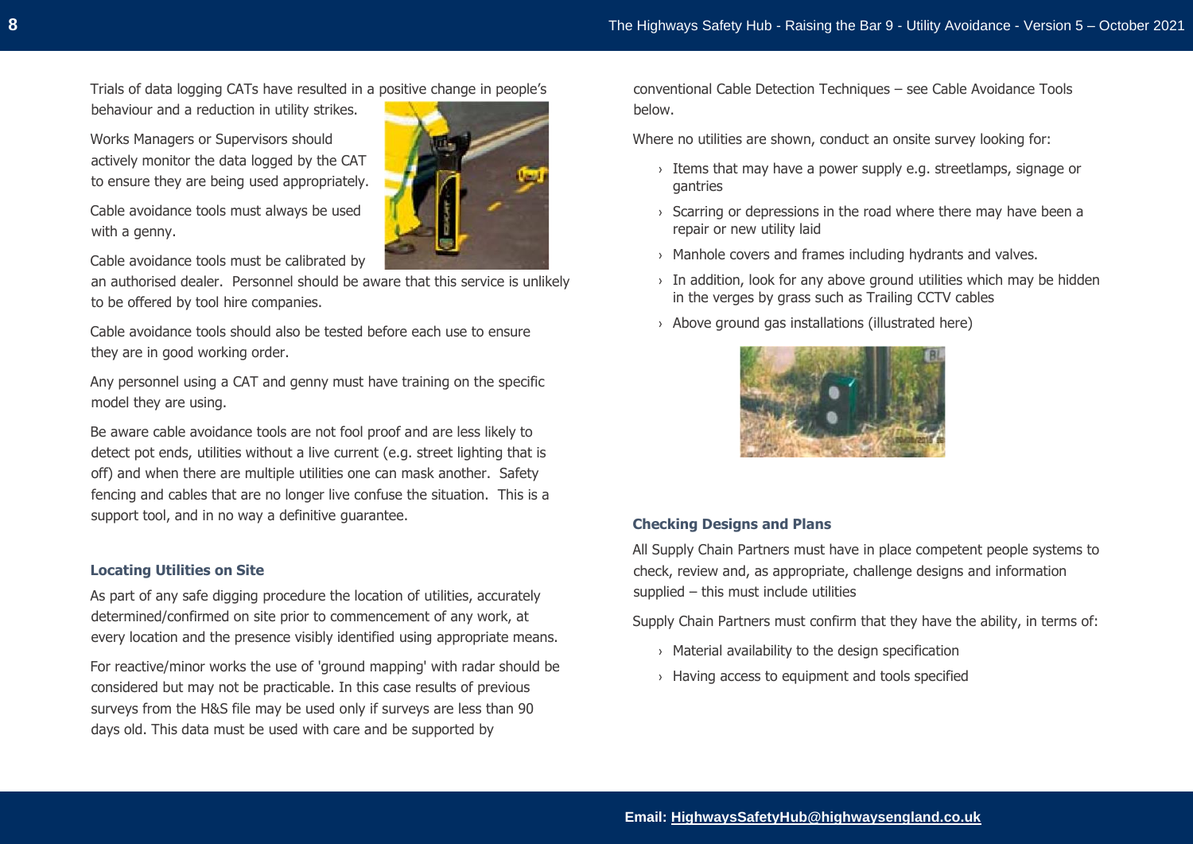Trials of data logging CATs have resulted in a positive change in people's behaviour and a reduction in utility strikes.

Works Managers or Supervisors should actively monitor the data logged by the CAT to ensure they are being used appropriately.

Cable avoidance tools must always be used with a genny.

Cable avoidance tools must be calibrated by an authorised dealer. Personnel should be aware that this service is unlikely to be offered by tool hire companies.

Cable avoidance tools should also be tested before each use to ensure they are in good working order.

Any personnel using a CAT and genny must have training on the specific model they are using.

Be aware cable avoidance tools are not fool proof and are less likely to detect pot ends, utilities without a live current (e.g. street lighting that is off) and when there are multiple utilities one can mask another. Safety fencing and cables that are no longer live confuse the situation. This is a support tool, and in no way a definitive guarantee.

### Locating Utilities on Site

As part of any safe digging procedure the location of utilities, accurately determined/confirmed on site prior to commencement of any work, at every location and the presence visibly identified using appropriate means.

For reactive/minor works the use of 'ground mapping' with radar should be considered but may not be practicable. In this case results of previous surveys from the H&S file may be used only if surveys are less than 90 days old. This data must be used with care and be supported by conventional Cable Detection Techniques – see Cable Avoidance Tools below.

Where no utilities are shown, conduct an onsite survey looking for:

- Items that may have a power supply e.g. streetlamps, signage or gantries
- Scarring or depressions in the road where there may have been a repair or new utility laid
- Manhole covers and frames including hydrants and valves.
- In addition, look for any above ground utilities which may be hidden in the verges by grass such as Trailing CCTV cables
- Above ground gas installations (illustrated here)

### Checking Designs and Plans

All Supply Chain Partners must have in place competent people systems to check, review and, as appropriate, challenge designs and information supplied – this must include utilities

Supply Chain Partners must confirm that they have the ability, in terms of:

- Material availability to the design specification
- Having access to equipment and tools specified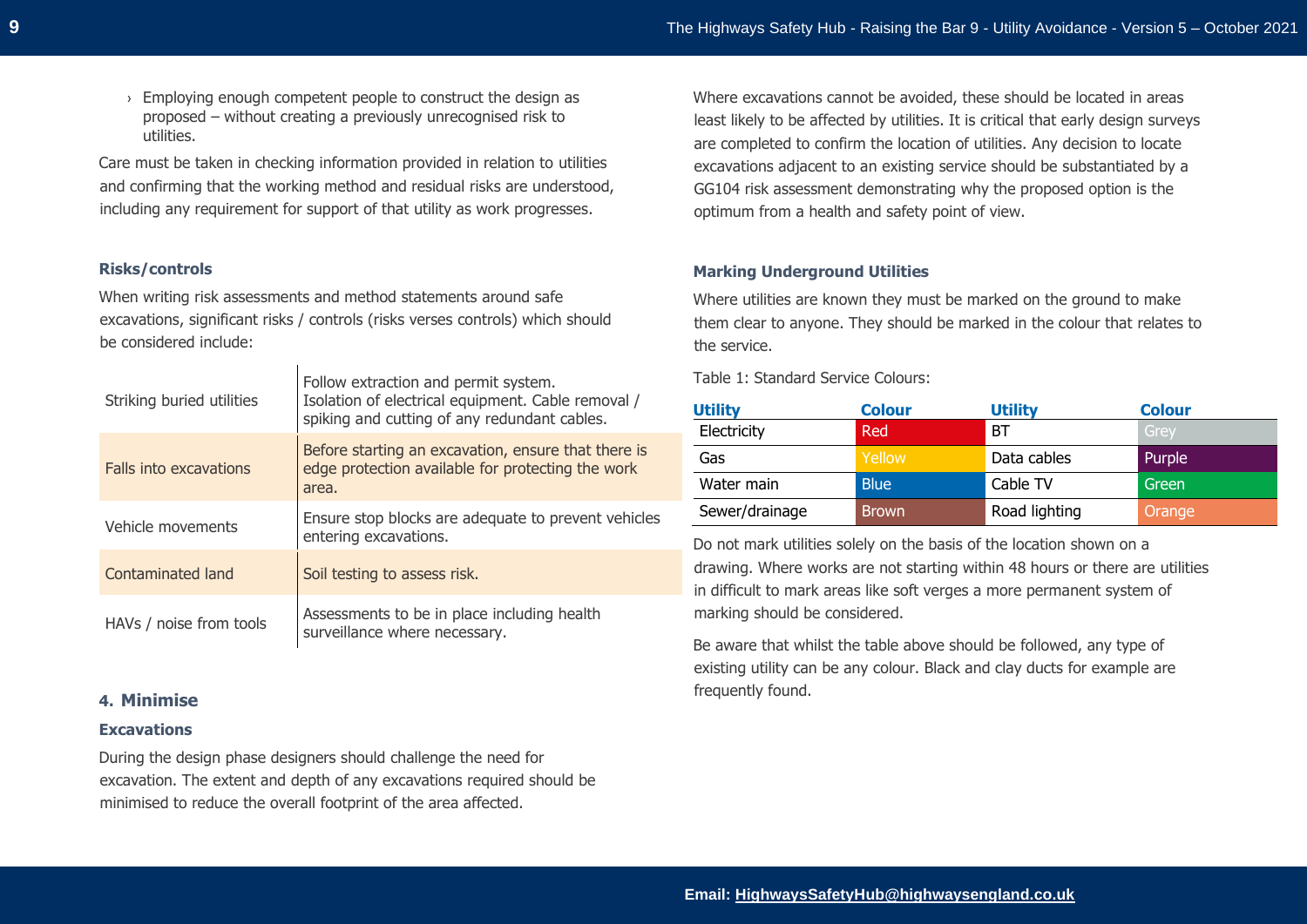- Employing enough competent people to construct the design as proposed – without creating a previously unrecognised risk to utilities.

Care must be taken in checking information provided in relation to utilities and confirming that the working method and residual risks are understood, including any requirement for support of that utility as work progresses.

### Risks/controls

When writing risk assessments and method statements around safe excavations, significant risks / controls (risks verses controls) which should be considered include:

| Risk | Control |
| --- | --- |
| Striking buried utilities | Follow extraction and permit system. Isolation of electrical equipment. Cable removal / spiking and cutting of any redundant cables. |
| Falls into excavations | Before starting an excavation, ensure that there is edge protection available for protecting the work area. |
| Vehicle movements | Ensure stop blocks are adequate to prevent vehicles entering excavations. |
| Contaminated land | Soil testing to assess risk. |
| HAVs / noise from tools | Assessments to be in place including health surveillance where necessary. |

## 4. Minimise

### Excavations

During the design phase designers should challenge the need for excavation. The extent and depth of any excavations required should be minimised to reduce the overall footprint of the area affected.

Where excavations cannot be avoided, these should be located in areas least likely to be affected by utilities. It is critical that early design surveys are completed to confirm the location of utilities. Any decision to locate excavations adjacent to an existing service should be substantiated by a GG104 risk assessment demonstrating why the proposed option is the optimum from a health and safety point of view.

### Marking Underground Utilities

Where utilities are known they must be marked on the ground to make them clear to anyone. They should be marked in the colour that relates to the service.

Table 1: Standard Service Colours:

| Utility | Colour | Utility | Colour |
| --- | --- | --- | --- |
| Electricity | Red | BT | Grey |
| Gas | Yellow | Data cables | Purple |
| Water main | Blue | Cable TV | Green |
| Sewer/drainage | Brown | Road lighting | Orange |

Do not mark utilities solely on the basis of the location shown on a drawing. Where works are not starting within 48 hours or there are utilities in difficult to mark areas like soft verges a more permanent system of marking should be considered.

Be aware that whilst the table above should be followed, any type of existing utility can be any colour. Black and clay ducts for example are frequently found.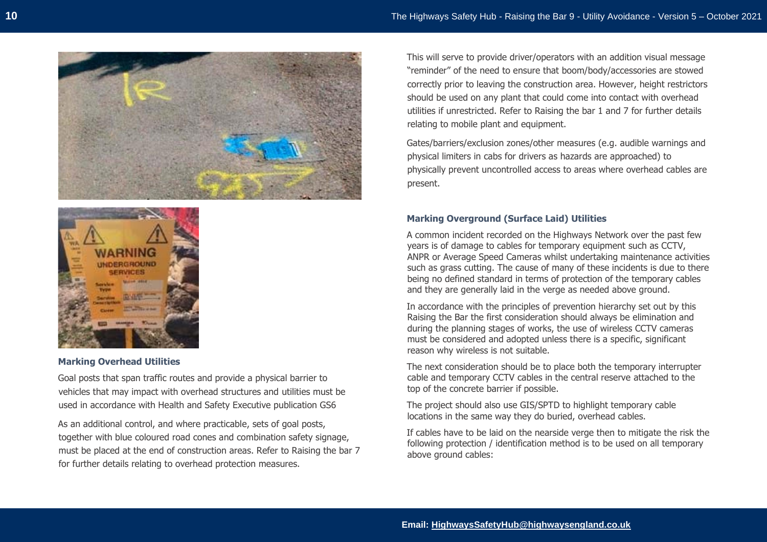### Marking Overhead Utilities

Goal posts that span traffic routes and provide a physical barrier to vehicles that may impact with overhead structures and utilities must be used in accordance with Health and Safety Executive publication GS6

As an additional control, and where practicable, sets of goal posts, together with blue coloured road cones and combination safety signage, must be placed at the end of construction areas. Refer to Raising the bar 7 for further details relating to overhead protection measures.

This will serve to provide driver/operators with an addition visual message "reminder" of the need to ensure that boom/body/accessories are stowed correctly prior to leaving the construction area. However, height restrictors should be used on any plant that could come into contact with overhead utilities if unrestricted. Refer to Raising the bar 1 and 7 for further details relating to mobile plant and equipment.

Gates/barriers/exclusion zones/other measures (e.g. audible warnings and physical limiters in cabs for drivers as hazards are approached) to physically prevent uncontrolled access to areas where overhead cables are present.

### Marking Overground (Surface Laid) Utilities

A common incident recorded on the Highways Network over the past few years is of damage to cables for temporary equipment such as CCTV, ANPR or Average Speed Cameras whilst undertaking maintenance activities such as grass cutting. The cause of many of these incidents is due to there being no defined standard in terms of protection of the temporary cables and they are generally laid in the verge as needed above ground.

In accordance with the principles of prevention hierarchy set out by this Raising the Bar the first consideration should always be elimination and during the planning stages of works, the use of wireless CCTV cameras must be considered and adopted unless there is a specific, significant reason why wireless is not suitable.

The next consideration should be to place both the temporary interrupter cable and temporary CCTV cables in the central reserve attached to the top of the concrete barrier if possible.

The project should also use GIS/SPTD to highlight temporary cable locations in the same way they do buried, overhead cables.

If cables have to be laid on the nearside verge then to mitigate the risk the following protection / identification method is to be used on all temporary above ground cables: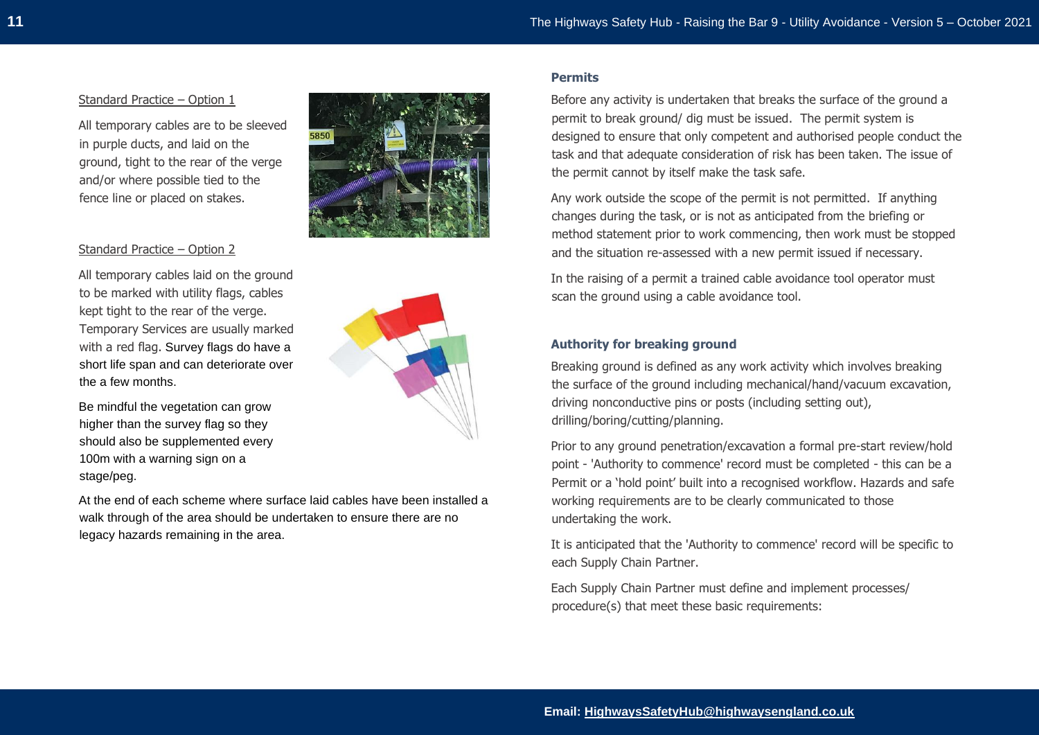Standard Practice – Option 1

All temporary cables are to be sleeved in purple ducts, and laid on the ground, tight to the rear of the verge and/or where possible tied to the fence line or placed on stakes.

Standard Practice – Option 2

All temporary cables laid on the ground to be marked with utility flags, cables kept tight to the rear of the verge. Temporary Services are usually marked with a red flag. Survey flags do have a short life span and can deteriorate over the a few months.

Be mindful the vegetation can grow higher than the survey flag so they should also be supplemented every 100m with a warning sign on a stage/peg.

At the end of each scheme where surface laid cables have been installed a walk through of the area should be undertaken to ensure there are no legacy hazards remaining in the area.

### Permits

Before any activity is undertaken that breaks the surface of the ground a permit to break ground/ dig must be issued. The permit system is designed to ensure that only competent and authorised people conduct the task and that adequate consideration of risk has been taken. The issue of the permit cannot by itself make the task safe.

Any work outside the scope of the permit is not permitted. If anything changes during the task, or is not as anticipated from the briefing or method statement prior to work commencing, then work must be stopped and the situation re-assessed with a new permit issued if necessary.

In the raising of a permit a trained cable avoidance tool operator must scan the ground using a cable avoidance tool.

### Authority for breaking ground

Breaking ground is defined as any work activity which involves breaking the surface of the ground including mechanical/hand/vacuum excavation, driving nonconductive pins or posts (including setting out), drilling/boring/cutting/planning.

Prior to any ground penetration/excavation a formal pre-start review/hold point - 'Authority to commence' record must be completed - this can be a Permit or a 'hold point' built into a recognised workflow. Hazards and safe working requirements are to be clearly communicated to those undertaking the work.

It is anticipated that the 'Authority to commence' record will be specific to each Supply Chain Partner.

Each Supply Chain Partner must define and implement processes/ procedure(s) that meet these basic requirements: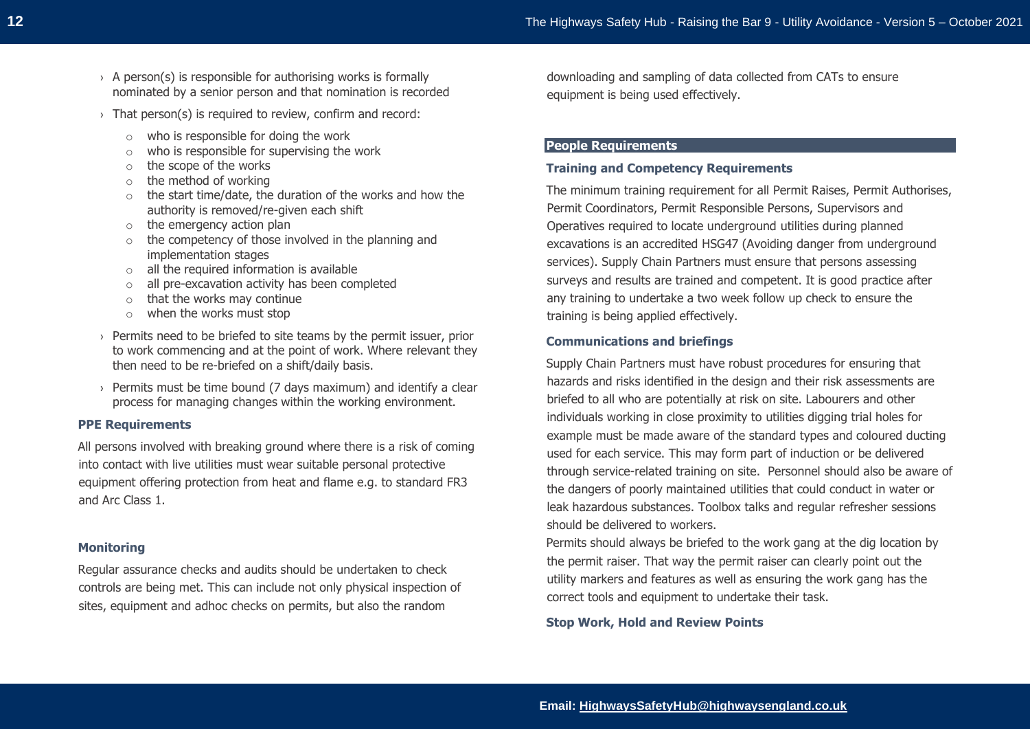- A person(s) is responsible for authorising works is formally nominated by a senior person and that nomination is recorded
- That person(s) is required to review, confirm and record:
  - who is responsible for doing the work
  - who is responsible for supervising the work
  - the scope of the works
  - the method of working
  - the start time/date, the duration of the works and how the authority is removed/re-given each shift
  - the emergency action plan
  - the competency of those involved in the planning and implementation stages
  - all the required information is available
  - all pre-excavation activity has been completed
  - that the works may continue
  - when the works must stop
- Permits need to be briefed to site teams by the permit issuer, prior to work commencing and at the point of work. Where relevant they then need to be re-briefed on a shift/daily basis.
- Permits must be time bound (7 days maximum) and identify a clear process for managing changes within the working environment.

### PPE Requirements

All persons involved with breaking ground where there is a risk of coming into contact with live utilities must wear suitable personal protective equipment offering protection from heat and flame e.g. to standard FR3 and Arc Class 1.

### Monitoring

Regular assurance checks and audits should be undertaken to check controls are being met. This can include not only physical inspection of sites, equipment and adhoc checks on permits, but also the random downloading and sampling of data collected from CATs to ensure equipment is being used effectively.

## People Requirements

### Training and Competency Requirements

The minimum training requirement for all Permit Raises, Permit Authorises, Permit Coordinators, Permit Responsible Persons, Supervisors and Operatives required to locate underground utilities during planned excavations is an accredited HSG47 (Avoiding danger from underground services). Supply Chain Partners must ensure that persons assessing surveys and results are trained and competent. It is good practice after any training to undertake a two week follow up check to ensure the training is being applied effectively.

### Communications and briefings

Supply Chain Partners must have robust procedures for ensuring that hazards and risks identified in the design and their risk assessments are briefed to all who are potentially at risk on site. Labourers and other individuals working in close proximity to utilities digging trial holes for example must be made aware of the standard types and coloured ducting used for each service. This may form part of induction or be delivered through service-related training on site. Personnel should also be aware of the dangers of poorly maintained utilities that could conduct in water or leak hazardous substances. Toolbox talks and regular refresher sessions should be delivered to workers.

Permits should always be briefed to the work gang at the dig location by the permit raiser. That way the permit raiser can clearly point out the utility markers and features as well as ensuring the work gang has the correct tools and equipment to undertake their task.

### Stop Work, Hold and Review Points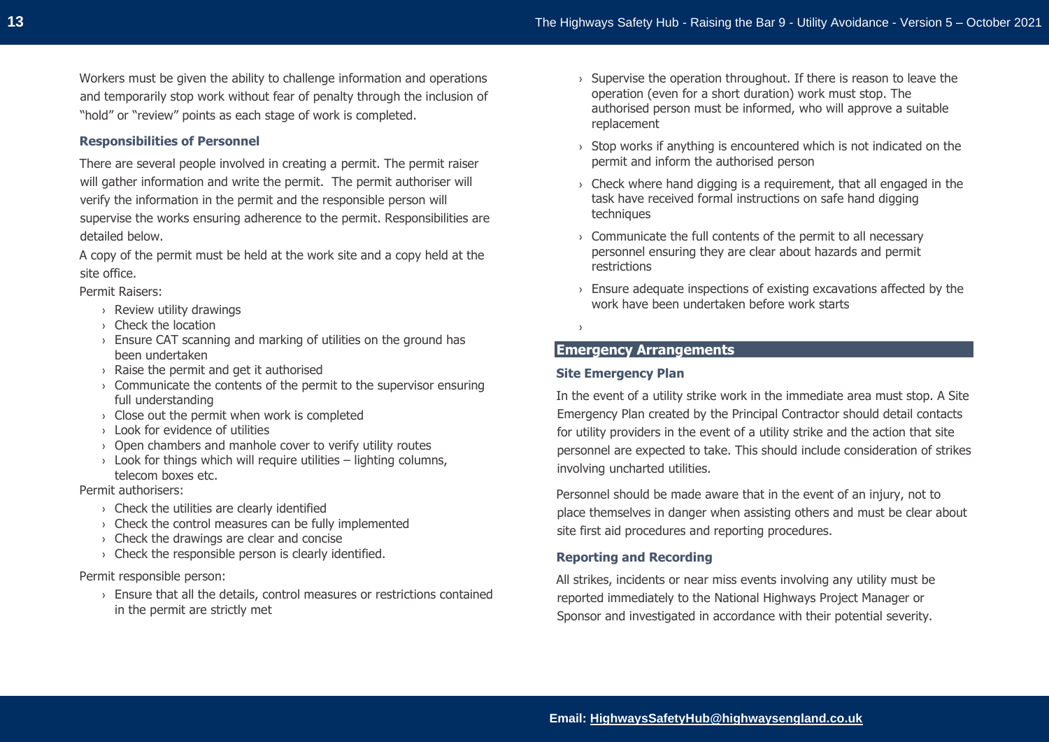Workers must be given the ability to challenge information and operations and temporarily stop work without fear of penalty through the inclusion of "hold" or "review" points as each stage of work is completed.

### Responsibilities of Personnel

There are several people involved in creating a permit. The permit raiser will gather information and write the permit. The permit authoriser will verify the information in the permit and the responsible person will supervise the works ensuring adherence to the permit. Responsibilities are detailed below.

A copy of the permit must be held at the work site and a copy held at the site office.

Permit Raisers:

- Review utility drawings
- Check the location
- Ensure CAT scanning and marking of utilities on the ground has been undertaken
- Raise the permit and get it authorised
- Communicate the contents of the permit to the supervisor ensuring full understanding
- Close out the permit when work is completed
- Look for evidence of utilities
- Open chambers and manhole cover to verify utility routes
- Look for things which will require utilities – lighting columns, telecom boxes etc.

Permit authorisers:

- Check the utilities are clearly identified
- Check the control measures can be fully implemented
- Check the drawings are clear and concise
- Check the responsible person is clearly identified.

Permit responsible person:

- Ensure that all the details, control measures or restrictions contained in the permit are strictly met
- Supervise the operation throughout. If there is reason to leave the operation (even for a short duration) work must stop. The authorised person must be informed, who will approve a suitable replacement
- Stop works if anything is encountered which is not indicated on the permit and inform the authorised person
- Check where hand digging is a requirement, that all engaged in the task have received formal instructions on safe hand digging techniques
- Communicate the full contents of the permit to all necessary personnel ensuring they are clear about hazards and permit restrictions
- Ensure adequate inspections of existing excavations affected by the work have been undertaken before work starts

## Emergency Arrangements

### Site Emergency Plan

In the event of a utility strike work in the immediate area must stop. A Site Emergency Plan created by the Principal Contractor should detail contacts for utility providers in the event of a utility strike and the action that site personnel are expected to take. This should include consideration of strikes involving uncharted utilities.

Personnel should be made aware that in the event of an injury, not to place themselves in danger when assisting others and must be clear about site first aid procedures and reporting procedures.

### Reporting and Recording

All strikes, incidents or near miss events involving any utility must be reported immediately to the National Highways Project Manager or Sponsor and investigated in accordance with their potential severity.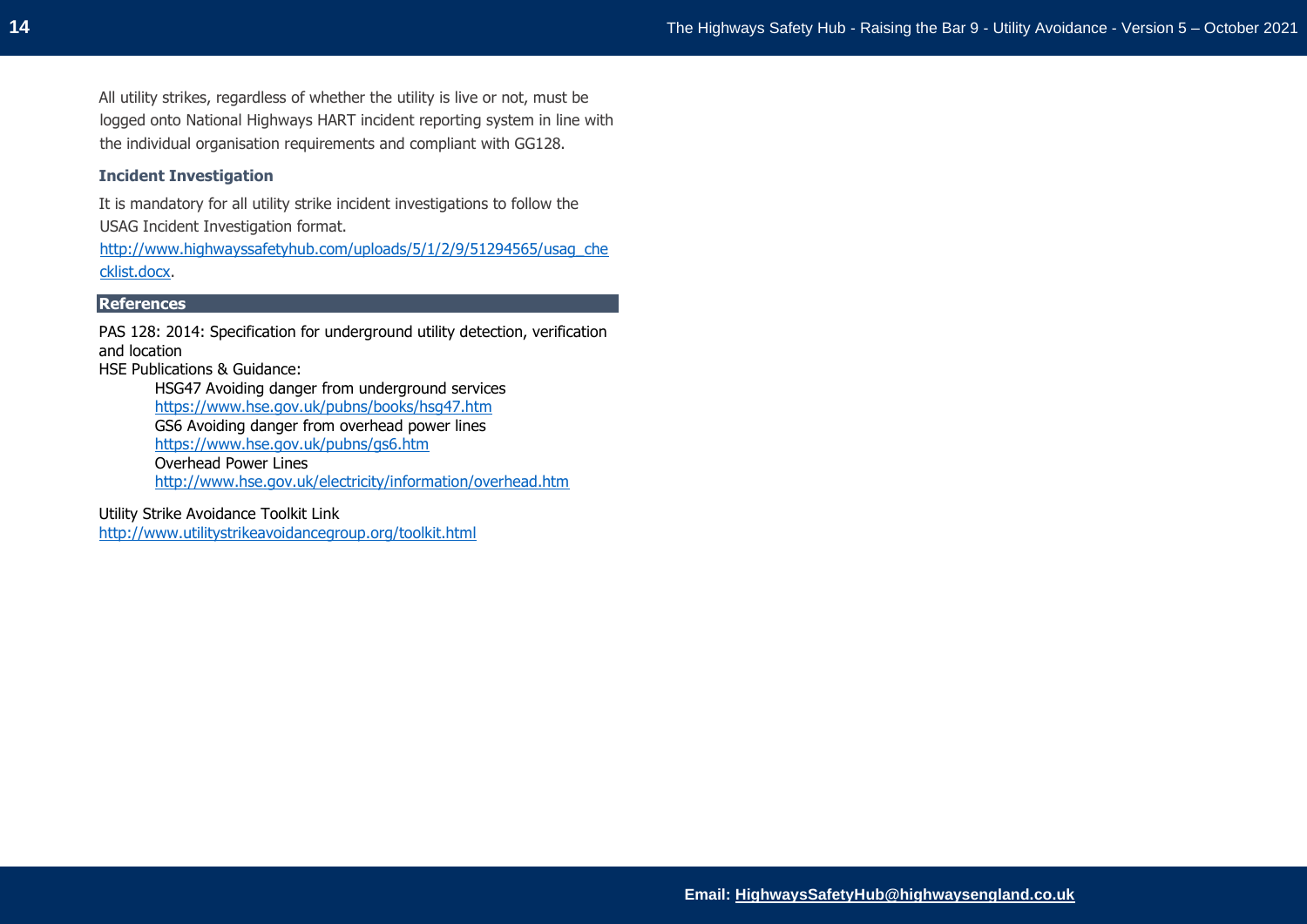All utility strikes, regardless of whether the utility is live or not, must be logged onto National Highways HART incident reporting system in line with the individual organisation requirements and compliant with GG128.

### Incident Investigation

It is mandatory for all utility strike incident investigations to follow the USAG Incident Investigation format. http://www.highwayssafetyhub.com/uploads/5/1/2/9/51294565/usag_checklist.docx.

## References

PAS 128: 2014: Specification for underground utility detection, verification and location

HSE Publications & Guidance:

- HSG47 Avoiding danger from underground services
  https://www.hse.gov.uk/pubns/books/hsg47.htm
- GS6 Avoiding danger from overhead power lines
  https://www.hse.gov.uk/pubns/gs6.htm
- Overhead Power Lines
  http://www.hse.gov.uk/electricity/information/overhead.htm

Utility Strike Avoidance Toolkit Link
http://www.utilitystrikeavoidancegroup.org/toolkit.html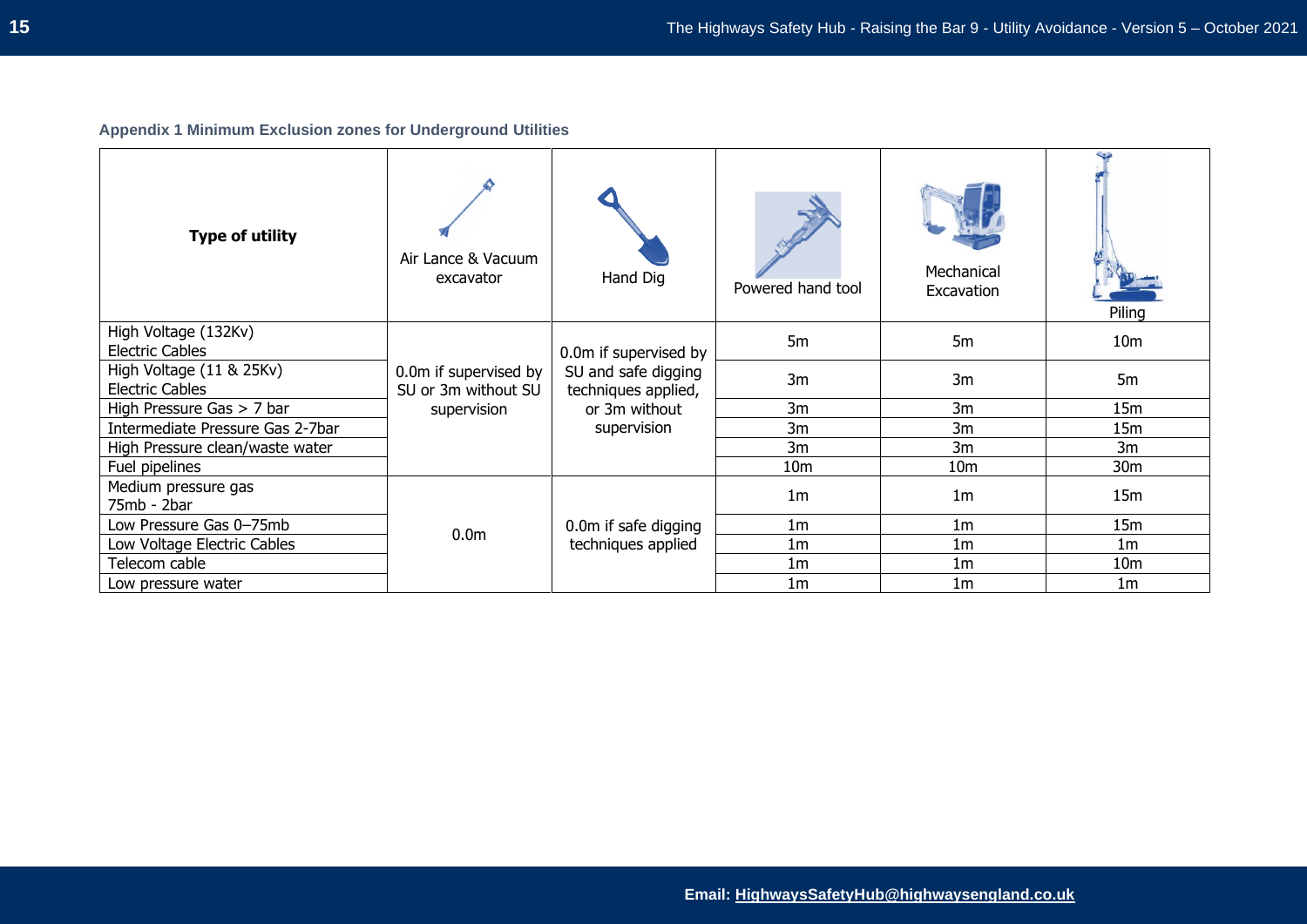**Appendix 1 Minimum Exclusion zones for Underground Utilities**

| Type of utility | Air Lance & Vacuum excavator | Hand Dig | Powered hand tool | Mechanical Excavation | Piling |
|---|---|---|---|---|---|
| High Voltage (132Kv) Electric Cables | 0.0m if supervised by SU or 3m without SU supervision | 0.0m if supervised by SU and safe digging techniques applied, or 3m without supervision | 5m | 5m | 10m |
| High Voltage (11 & 25Kv) Electric Cables | | | 3m | 3m | 5m |
| High Pressure Gas > 7 bar | | | 3m | 3m | 15m |
| Intermediate Pressure Gas 2-7bar | | | 3m | 3m | 15m |
| High Pressure clean/waste water | | | 3m | 3m | 3m |
| Fuel pipelines | | | 10m | 10m | 30m |
| Medium pressure gas 75mb - 2bar | 0.0m | 0.0m if safe digging techniques applied | 1m | 1m | 15m |
| Low Pressure Gas 0–75mb | | | 1m | 1m | 15m |
| Low Voltage Electric Cables | | | 1m | 1m | 1m |
| Telecom cable | | | 1m | 1m | 10m |
| Low pressure water | | | 1m | 1m | 1m |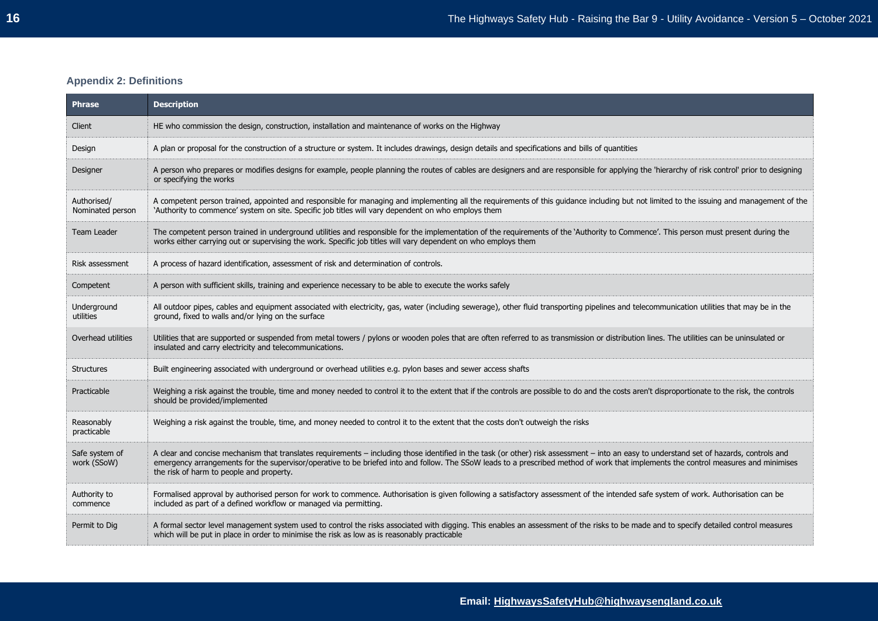### Appendix 2: Definitions

| Phrase | Description |
|---|---|
| Client | HE who commission the design, construction, installation and maintenance of works on the Highway |
| Design | A plan or proposal for the construction of a structure or system. It includes drawings, design details and specifications and bills of quantities |
| Designer | A person who prepares or modifies designs for example, people planning the routes of cables are designers and are responsible for applying the 'hierarchy of risk control' prior to designing or specifying the works |
| Authorised/ Nominated person | A competent person trained, appointed and responsible for managing and implementing all the requirements of this guidance including but not limited to the issuing and management of the 'Authority to commence' system on site. Specific job titles will vary dependent on who employs them |
| Team Leader | The competent person trained in underground utilities and responsible for the implementation of the requirements of the 'Authority to Commence'. This person must present during the works either carrying out or supervising the work. Specific job titles will vary dependent on who employs them |
| Risk assessment | A process of hazard identification, assessment of risk and determination of controls. |
| Competent | A person with sufficient skills, training and experience necessary to be able to execute the works safely |
| Underground utilities | All outdoor pipes, cables and equipment associated with electricity, gas, water (including sewerage), other fluid transporting pipelines and telecommunication utilities that may be in the ground, fixed to walls and/or lying on the surface |
| Overhead utilities | Utilities that are supported or suspended from metal towers / pylons or wooden poles that are often referred to as transmission or distribution lines. The utilities can be uninsulated or insulated and carry electricity and telecommunications. |
| Structures | Built engineering associated with underground or overhead utilities e.g. pylon bases and sewer access shafts |
| Practicable | Weighing a risk against the trouble, time and money needed to control it to the extent that if the controls are possible to do and the costs aren't disproportionate to the risk, the controls should be provided/implemented |
| Reasonably practicable | Weighing a risk against the trouble, time, and money needed to control it to the extent that the costs don't outweigh the risks |
| Safe system of work (SSoW) | A clear and concise mechanism that translates requirements – including those identified in the task (or other) risk assessment – into an easy to understand set of hazards, controls and emergency arrangements for the supervisor/operative to be briefed into and follow. The SSoW leads to a prescribed method of work that implements the control measures and minimises the risk of harm to people and property. |
| Authority to commence | Formalised approval by authorised person for work to commence. Authorisation is given following a satisfactory assessment of the intended safe system of work. Authorisation can be included as part of a defined workflow or managed via permitting. |
| Permit to Dig | A formal sector level management system used to control the risks associated with digging. This enables an assessment of the risks to be made and to specify detailed control measures which will be put in place in order to minimise the risk as low as is reasonably practicable |

**Email: HighwaysSafetyHub@highwaysengland.co.uk**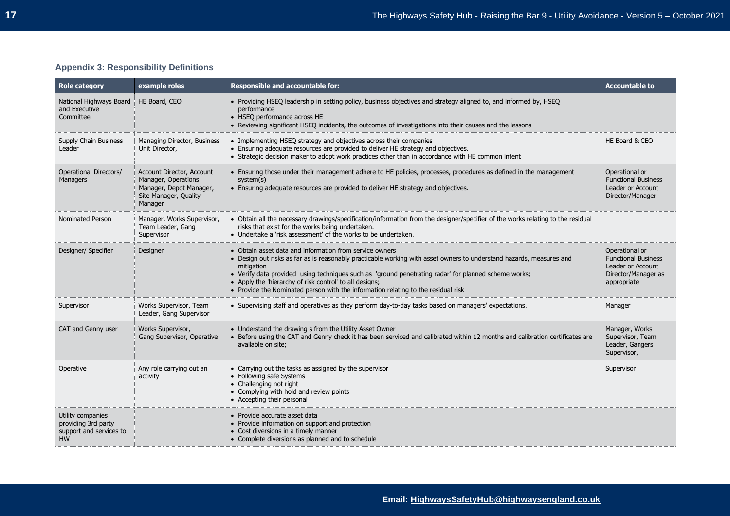## Appendix 3: Responsibility Definitions

| Role category | example roles | Responsible and accountable for: | Accountable to |
|---|---|---|---|
| National Highways Board and Executive Committee | HE Board, CEO | • Providing HSEQ leadership in setting policy, business objectives and strategy aligned to, and informed by, HSEQ performance<br>• HSEQ performance across HE<br>• Reviewing significant HSEQ incidents, the outcomes of investigations into their causes and the lessons | |
| Supply Chain Business Leader | Managing Director, Business Unit Director, | • Implementing HSEQ strategy and objectives across their companies<br>• Ensuring adequate resources are provided to deliver HE strategy and objectives.<br>• Strategic decision maker to adopt work practices other than in accordance with HE common intent | HE Board & CEO |
| Operational Directors/ Managers | Account Director, Account Manager, Operations Manager, Depot Manager, Site Manager, Quality Manager | • Ensuring those under their management adhere to HE policies, processes, procedures as defined in the management system(s)<br>• Ensuring adequate resources are provided to deliver HE strategy and objectives. | Operational or Functional Business Leader or Account Director/Manager |
| Nominated Person | Manager, Works Supervisor, Team Leader, Gang Supervisor | • Obtain all the necessary drawings/specification/information from the designer/specifier of the works relating to the residual risks that exist for the works being undertaken.<br>• Undertake a 'risk assessment' of the works to be undertaken. | |
| Designer/ Specifier | Designer | • Obtain asset data and information from service owners<br>• Design out risks as far as is reasonably practicable working with asset owners to understand hazards, measures and mitigation<br>• Verify data provided using techniques such as 'ground penetrating radar' for planned scheme works;<br>• Apply the 'hierarchy of risk control' to all designs;<br>• Provide the Nominated person with the information relating to the residual risk | Operational or Functional Business Leader or Account Director/Manager as appropriate |
| Supervisor | Works Supervisor, Team Leader, Gang Supervisor | • Supervising staff and operatives as they perform day-to-day tasks based on managers' expectations. | Manager |
| CAT and Genny user | Works Supervisor, Gang Supervisor, Operative | • Understand the drawing s from the Utility Asset Owner<br>• Before using the CAT and Genny check it has been serviced and calibrated within 12 months and calibration certificates are available on site; | Manager, Works Supervisor, Team Leader, Gangers Supervisor, |
| Operative | Any role carrying out an activity | • Carrying out the tasks as assigned by the supervisor<br>• Following safe Systems<br>• Challenging not right<br>• Complying with hold and review points<br>• Accepting their personal | Supervisor |
| Utility companies providing 3rd party support and services to HW | | • Provide accurate asset data<br>• Provide information on support and protection<br>• Cost diversions in a timely manner<br>• Complete diversions as planned and to schedule | |

Email: HighwaysSafetyHub@highwaysengland.co.uk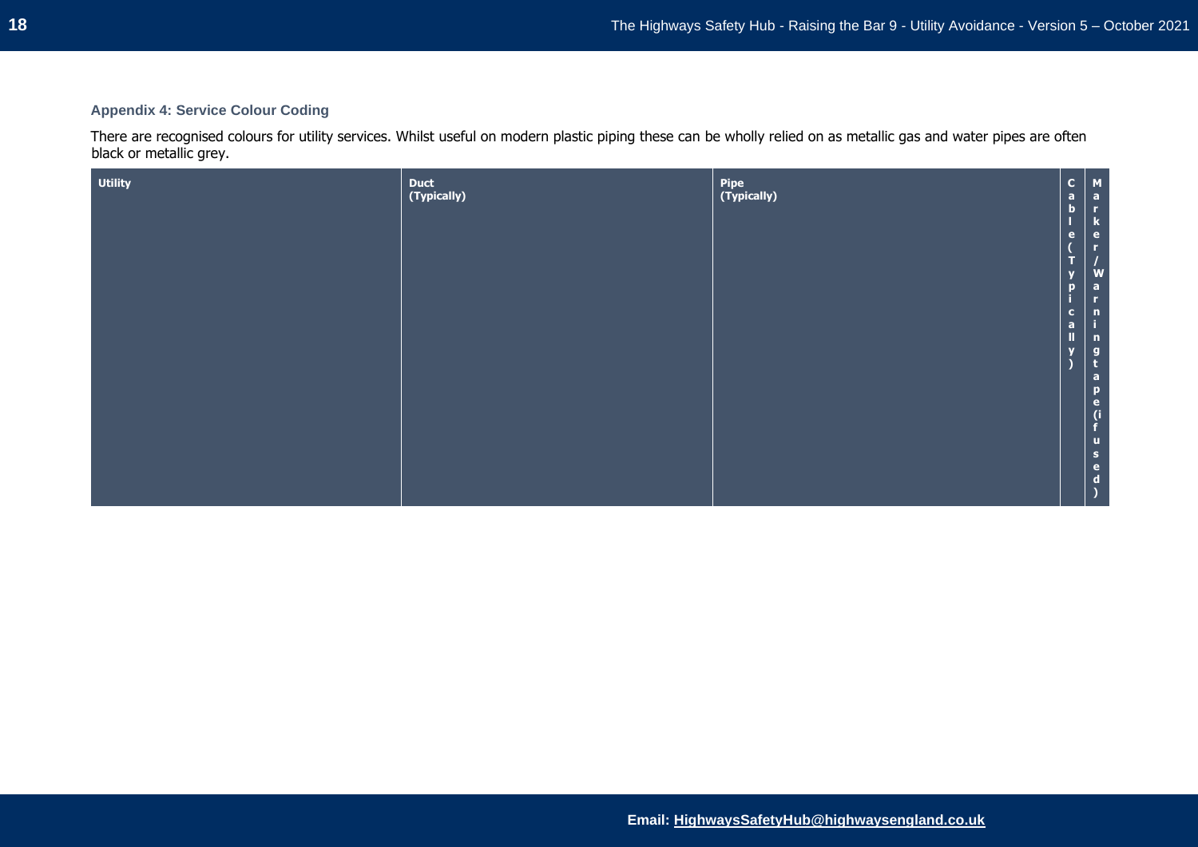### Appendix 4: Service Colour Coding

There are recognised colours for utility services. Whilst useful on modern plastic piping these can be wholly relied on as metallic gas and water pipes are often black or metallic grey.

| Utility | Duct (Typically) | Pipe (Typically) | Cable (Typically) | Marker/Warning tape (if used) |
|---|---|---|---|---|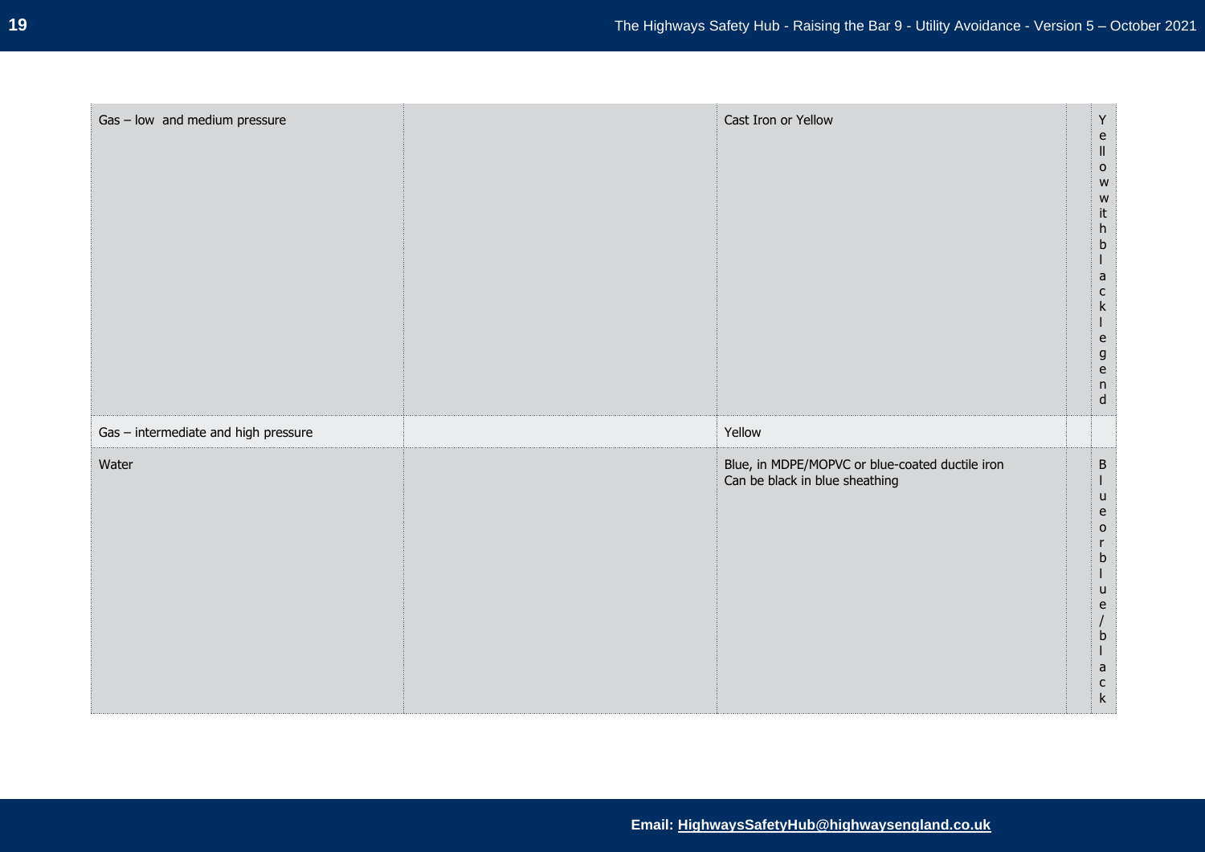| | | | | |
|---|---|---|---|---|
| Gas – low and medium pressure | | Cast Iron or Yellow | | Yellow with black legend |
| Gas – intermediate and high pressure | | Yellow | | |
| Water | | Blue, in MDPE/MOPVC or blue-coated ductile iron<br>Can be black in blue sheathing | | Blue or blue/black |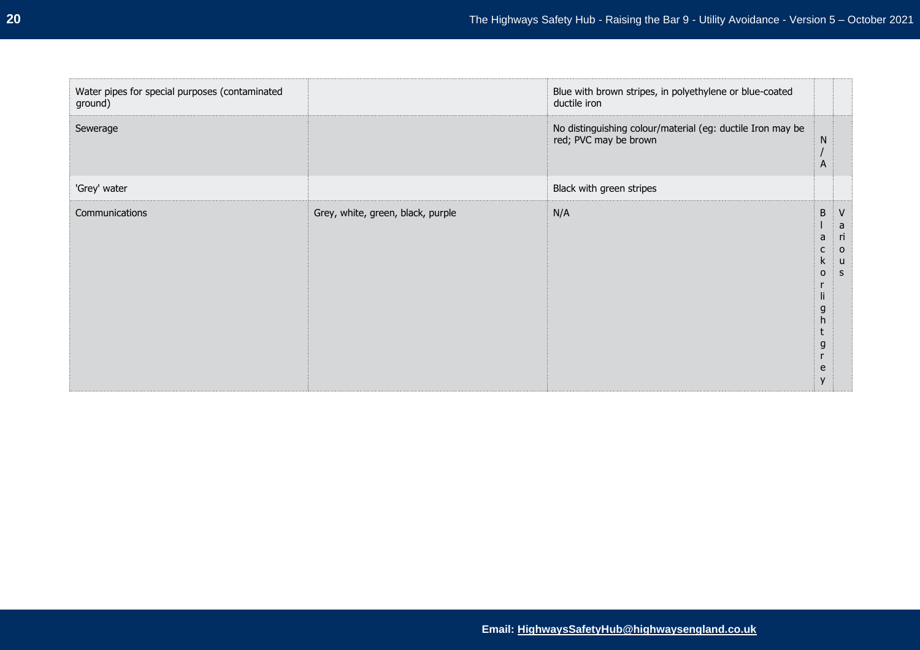| | | | | |
|---|---|---|---|---|
| Water pipes for special purposes (contaminated ground) | | Blue with brown stripes, in polyethylene or blue-coated ductile iron | | |
| Sewerage | | No distinguishing colour/material (eg: ductile Iron may be red; PVC may be brown | N/A | |
| 'Grey' water | | Black with green stripes | | |
| Communications | Grey, white, green, black, purple | N/A | Black or light grey | Various |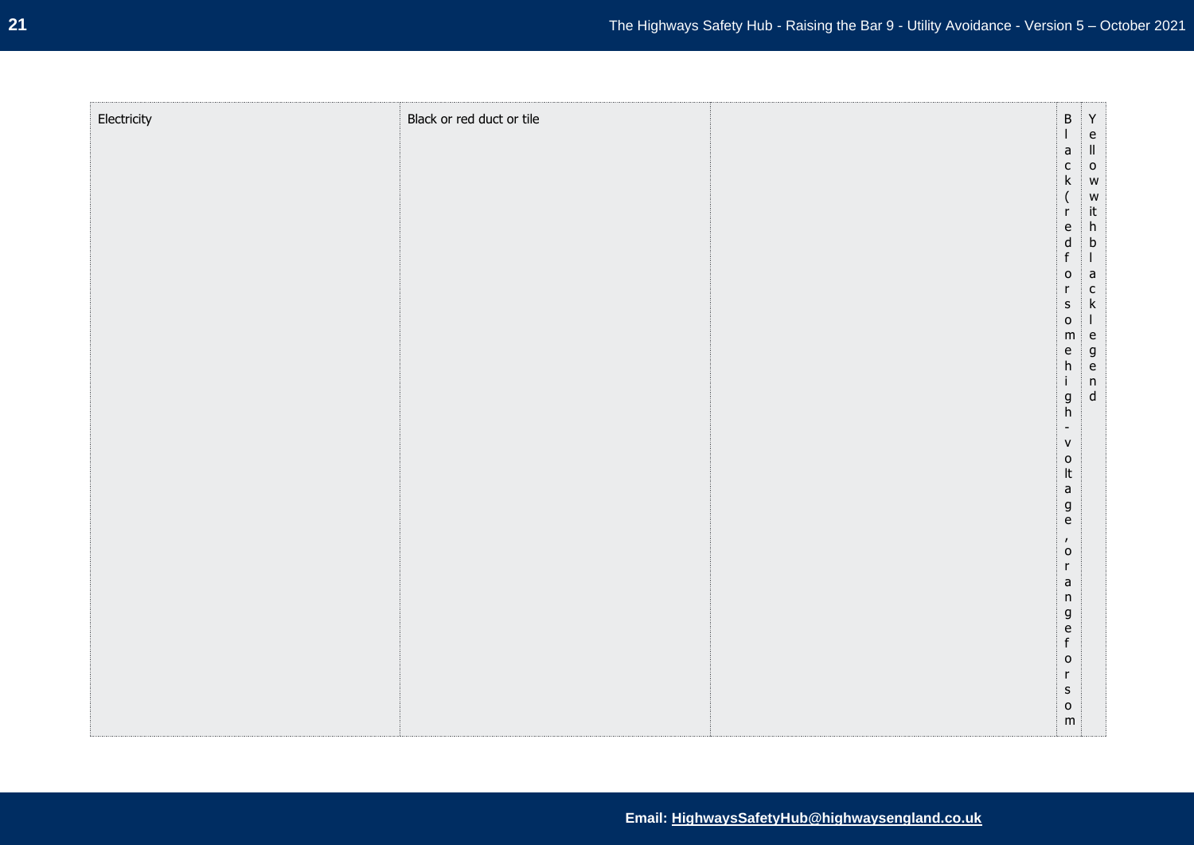| Electricity | Black or red duct or tile | | Black (red for some high-voltage, orange for som | Yellow with black legend |
|---|---|---|---|---|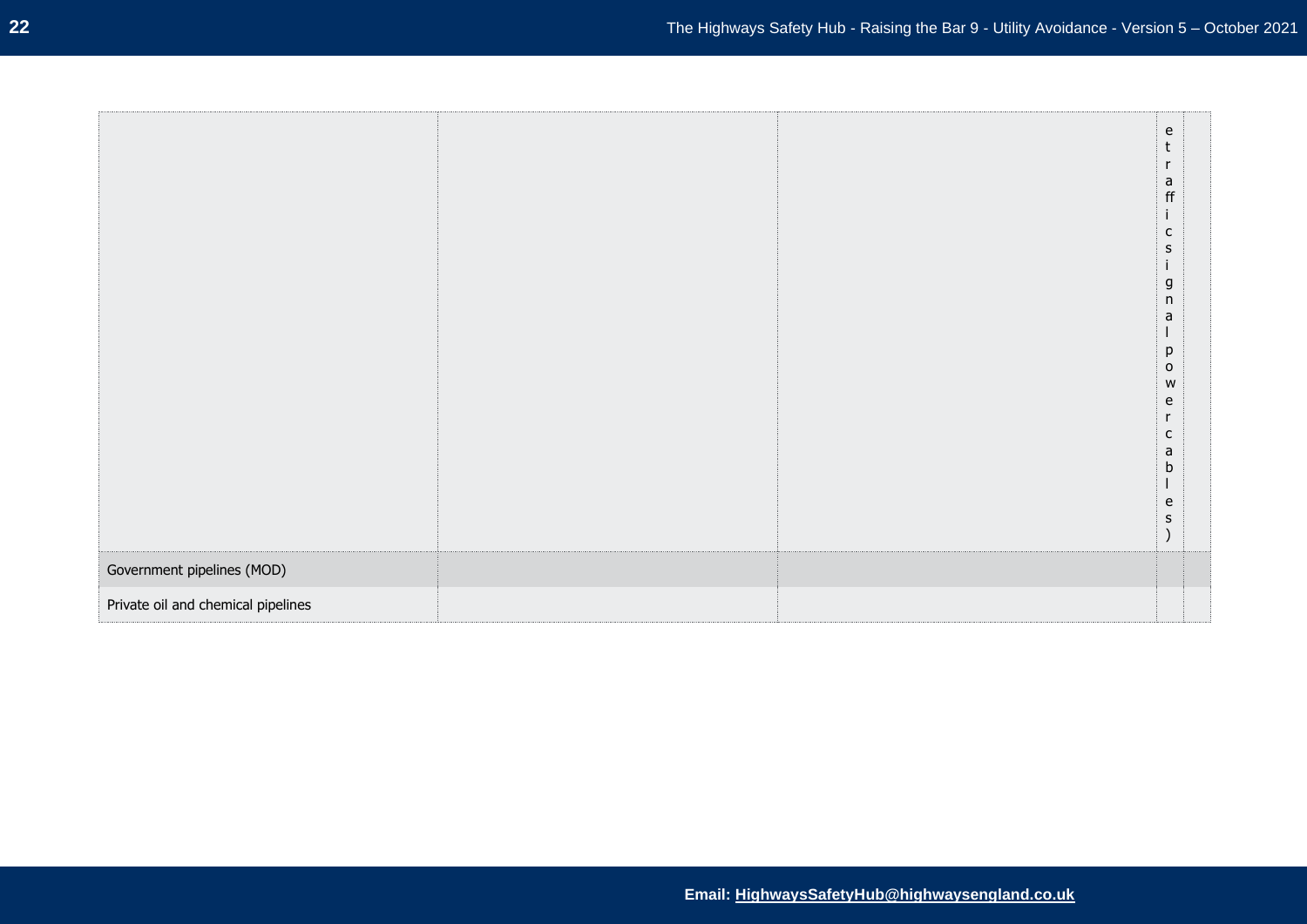| | | | | |
|---|---|---|---|---|
| | | | etraffic signal power cables) | |
| Government pipelines (MOD) | | | | |
| Private oil and chemical pipelines | | | | |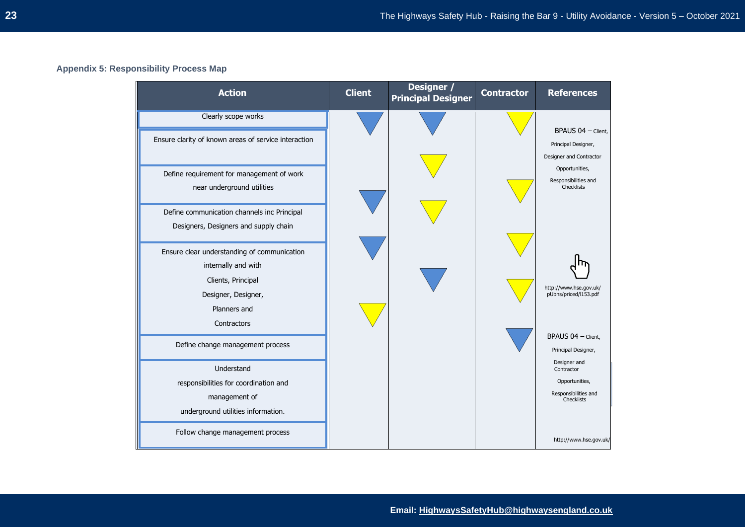### Appendix 5: Responsibility Process Map

| Action | Client | Designer / Principal Designer | Contractor | References |
|---|---|---|---|---|
| Clearly scope works | | | | |
| Ensure clarity of known areas of service interaction | | | | BPAUS 04 – Client, Principal Designer, Designer and Contractor Opportunities, Responsibilities and Checklists |
| Define requirement for management of work near underground utilities | | | | |
| Define communication channels inc Principal Designers, Designers and supply chain | | | | |
| Ensure clear understanding of communication internally and with Clients, Principal Designer, Designer, Planners and Contractors | | | | http://www.hse.gov.uk/pUbns/priced/l153.pdf |
| Define change management process | | | | BPAUS 04 – Client, Principal Designer, Designer and Contractor Opportunities, Responsibilities and Checklists |
| Understand responsibilities for coordination and management of underground utilities information. | | | | |
| Follow change management process | | | | http://www.hse.gov.uk/ |

**Email: HighwaysSafetyHub@highwaysengland.co.uk**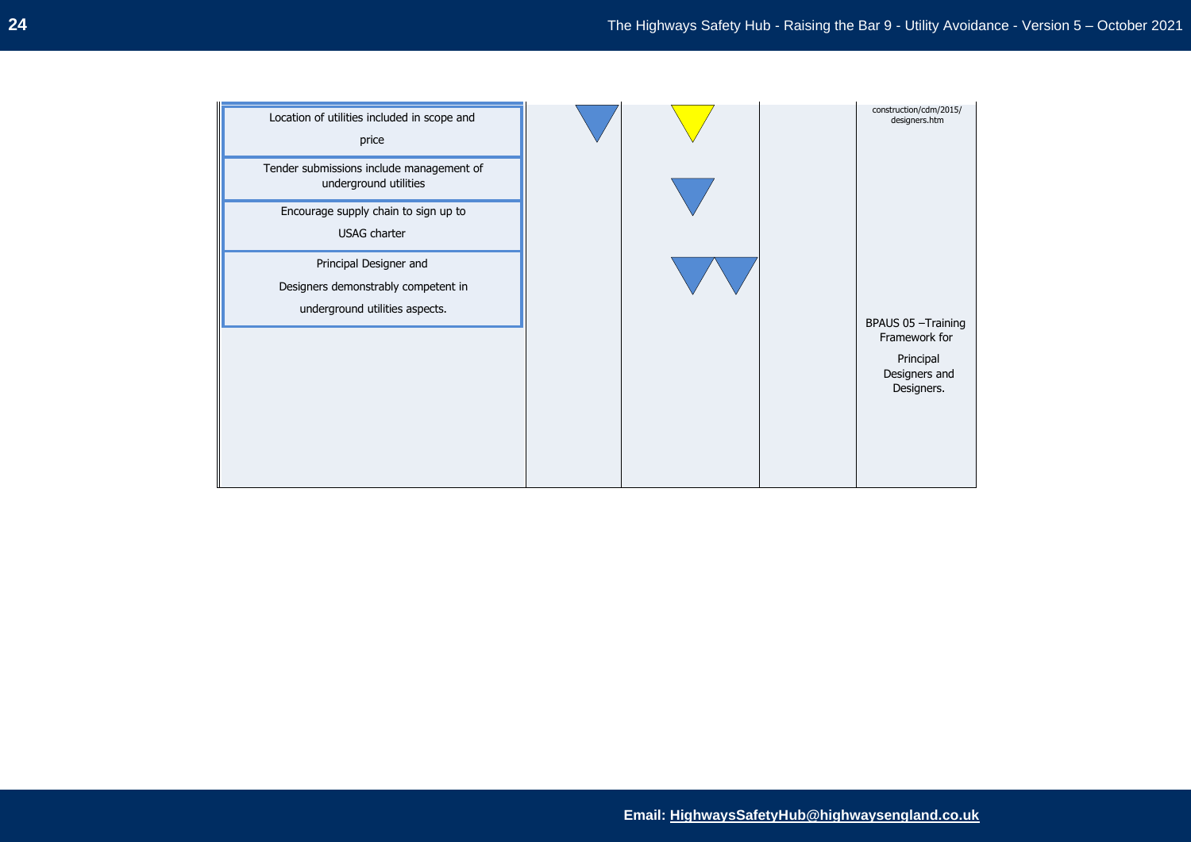| | | | | |
|---|---|---|---|---|
| Location of utilities included in scope and price | ▼ | ▼ | | construction/cdm/2015/designers.htm |
| Tender submissions include management of underground utilities | | ▼ | | |
| Encourage supply chain to sign up to USAG charter | | | | |
| Principal Designer and Designers demonstrably competent in underground utilities aspects. | | ▼ ▼ | | BPAUS 05 –Training Framework for Principal Designers and Designers. |

**Email: HighwaysSafetyHub@highwaysengland.co.uk**